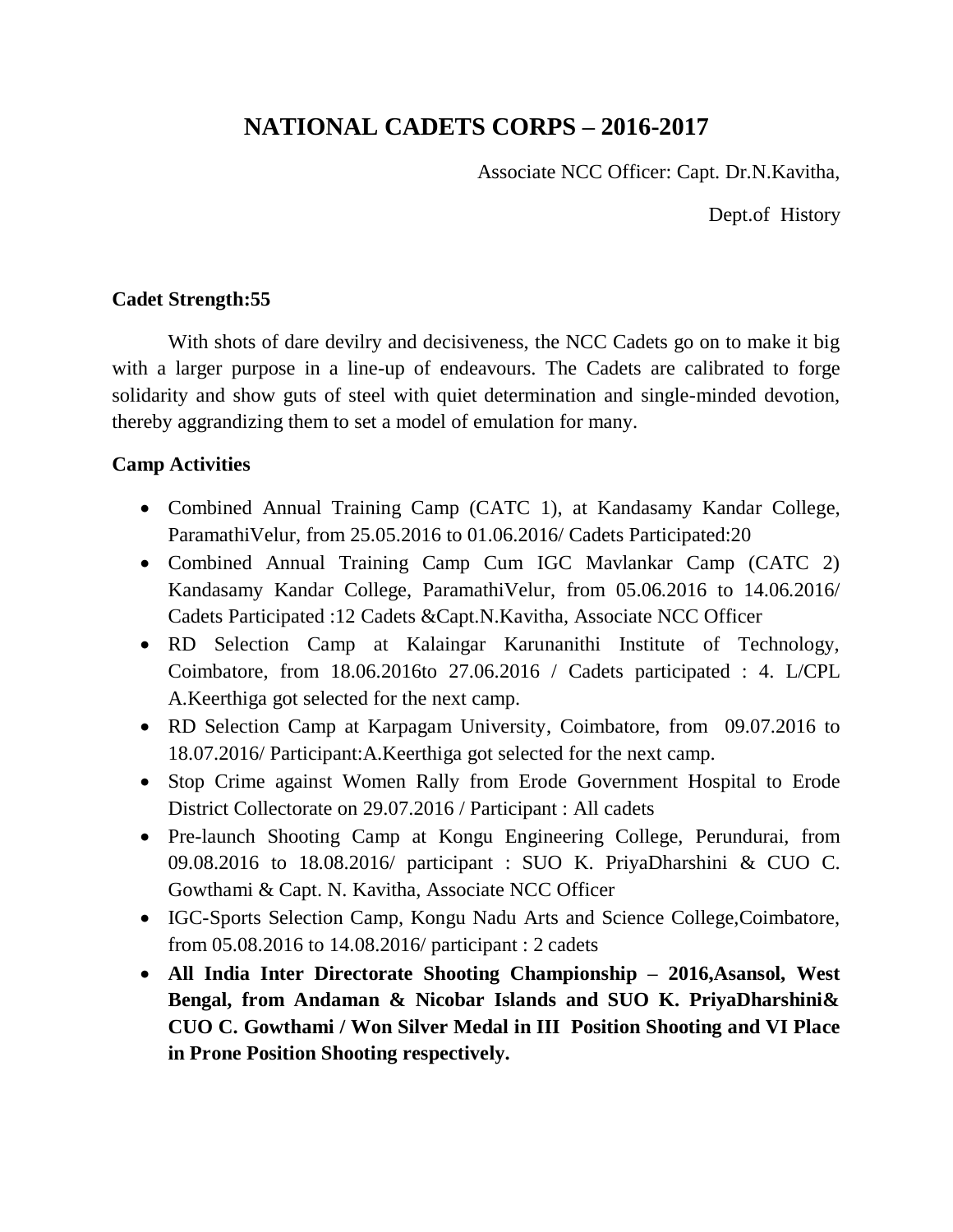# NATIONAL CADETS CORPS – 2016-2017

Associate NCC Officer: Capt. Dr.N.Kavitha,

Dept.of History

**Cadet Strength:55**

With shots of dare devilry and decisiveness, the NCC Cadets go on to make it big with a larger purpose in a line-up of endeavours. The Cadets are calibrated to forge solidarity and show guts of steel with quiet determination and single-minded devotion, thereby aggrandizing them to set a model of emulation for many.

**Camp Activities**

- Combined Annual Training Camp (CATC 1), at Kandasamy Kandar College, ParamathiVelur, from 25.05.2016 to 01.06.2016/ Cadets Participated:20
- Combined Annual Training Camp Cum IGC Mavlankar Camp (CATC 2) Kandasamy Kandar College, ParamathiVelur, from 05.06.2016 to 14.06.2016/ Cadets Participated :12 Cadets &Capt.N.Kavitha, Associate NCC Officer
- RD Selection Camp at Kalaingar Karunanithi Institute of Technology, Coimbatore, from 18.06.2016to 27.06.2016 / Cadets participated : 4. L/CPL A.Keerthiga got selected for the next camp.
- RD Selection Camp at Karpagam University, Coimbatore, from 09.07.2016 to 18.07.2016/ Participant:A.Keerthiga got selected for the next camp.
- Stop Crime against Women Rally from Erode Government Hospital to Erode District Collectorate on 29.07.2016 / Participant : All cadets
- Pre-launch Shooting Camp at Kongu Engineering College, Perundurai, from 09.08.2016 to 18.08.2016/ participant : SUO K. PriyaDharshini & CUO C. Gowthami & Capt. N. Kavitha, Associate NCC Officer
- IGC-Sports Selection Camp, Kongu Nadu Arts and Science College,Coimbatore, from 05.08.2016 to 14.08.2016/ participant : 2 cadets
- **All India Inter Directorate Shooting Championship – 2016,Asansol, West Bengal, from Andaman & Nicobar Islands and SUO K. PriyaDharshini& CUO C. Gowthami / Won Silver Medal in III Position Shooting and VI Place in Prone Position Shooting respectively.**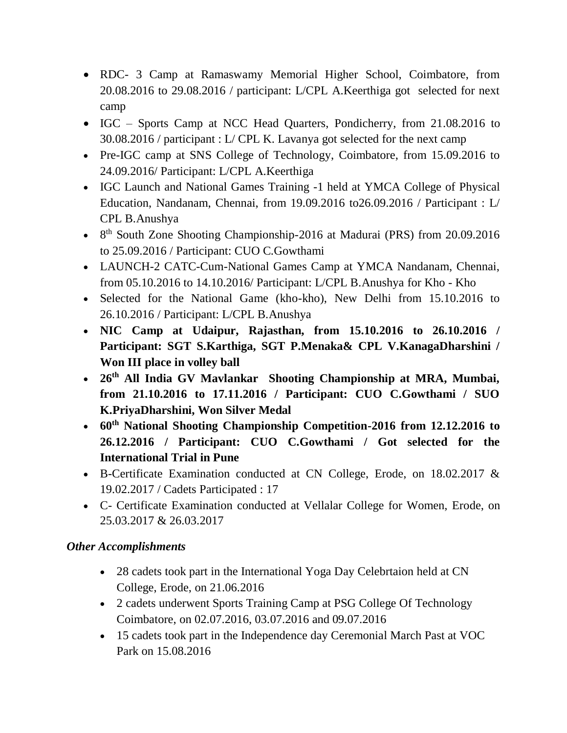- RDC- 3 Camp at Ramaswamy Memorial Higher School, Coimbatore, from 20.08.2016 to 29.08.2016 / participant: L/CPL A.Keerthiga got selected for next camp
- IGC – Sports Camp at NCC Head Quarters, Pondicherry, from 21.08.2016 to 30.08.2016 / participant : L/ CPL K. Lavanya got selected for the next camp
- Pre-IGC camp at SNS College of Technology, Coimbatore, from 15.09.2016 to 24.09.2016/ Participant: L/CPL A.Keerthiga
- IGC Launch and National Games Training -1 held at YMCA College of Physical Education, Nandanam, Chennai, from 19.09.2016 to26.09.2016 / Participant : L/ CPL B.Anushya
- 8th South Zone Shooting Championship-2016 at Madurai (PRS) from 20.09.2016 to 25.09.2016 / Participant: CUO C.Gowthami
- LAUNCH-2 CATC-Cum-National Games Camp at YMCA Nandanam, Chennai, from 05.10.2016 to 14.10.2016/ Participant: L/CPL B.Anushya for Kho - Kho
- Selected for the National Game (kho-kho), New Delhi from 15.10.2016 to 26.10.2016 / Participant: L/CPL B.Anushya
- **NIC Camp at Udaipur, Rajasthan, from 15.10.2016 to 26.10.2016 / Participant: SGT S.Karthiga, SGT P.Menaka& CPL V.KanagaDharshini / Won III place in volley ball**
- **26th All India GV Mavlankar Shooting Championship at MRA, Mumbai, from 21.10.2016 to 17.11.2016 / Participant: CUO C.Gowthami / SUO K.PriyaDharshini, Won Silver Medal**
- **60th National Shooting Championship Competition-2016 from 12.12.2016 to 26.12.2016 / Participant: CUO C.Gowthami / Got selected for the International Trial in Pune**
- B-Certificate Examination conducted at CN College, Erode, on 18.02.2017 & 19.02.2017 / Cadets Participated : 17
- C- Certificate Examination conducted at Vellalar College for Women, Erode, on 25.03.2017 & 26.03.2017

***Other Accomplishments***

- 28 cadets took part in the International Yoga Day Celebrtaion held at CN College, Erode, on 21.06.2016
- 2 cadets underwent Sports Training Camp at PSG College Of Technology Coimbatore, on 02.07.2016, 03.07.2016 and 09.07.2016
- 15 cadets took part in the Independence day Ceremonial March Past at VOC Park on 15.08.2016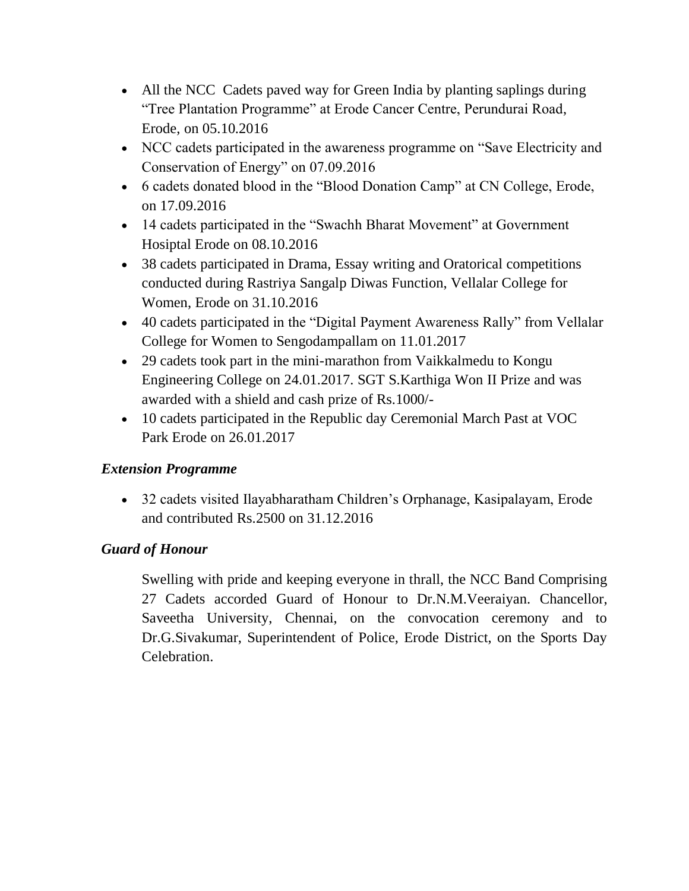- All the NCC Cadets paved way for Green India by planting saplings during "Tree Plantation Programme" at Erode Cancer Centre, Perundurai Road, Erode, on 05.10.2016
- NCC cadets participated in the awareness programme on "Save Electricity and Conservation of Energy" on 07.09.2016
- 6 cadets donated blood in the "Blood Donation Camp" at CN College, Erode, on 17.09.2016
- 14 cadets participated in the "Swachh Bharat Movement" at Government Hosiptal Erode on 08.10.2016
- 38 cadets participated in Drama, Essay writing and Oratorical competitions conducted during Rastriya Sangalp Diwas Function, Vellalar College for Women, Erode on 31.10.2016
- 40 cadets participated in the "Digital Payment Awareness Rally" from Vellalar College for Women to Sengodampallam on 11.01.2017
- 29 cadets took part in the mini-marathon from Vaikkalmedu to Kongu Engineering College on 24.01.2017. SGT S.Karthiga Won II Prize and was awarded with a shield and cash prize of Rs.1000/-
- 10 cadets participated in the Republic day Ceremonial March Past at VOC Park Erode on 26.01.2017

### *Extension Programme*

- 32 cadets visited Ilayabharatham Children's Orphanage, Kasipalayam, Erode and contributed Rs.2500 on 31.12.2016

### *Guard of Honour*

Swelling with pride and keeping everyone in thrall, the NCC Band Comprising 27 Cadets accorded Guard of Honour to Dr.N.M.Veeraiyan. Chancellor, Saveetha University, Chennai, on the convocation ceremony and to Dr.G.Sivakumar, Superintendent of Police, Erode District, on the Sports Day Celebration.